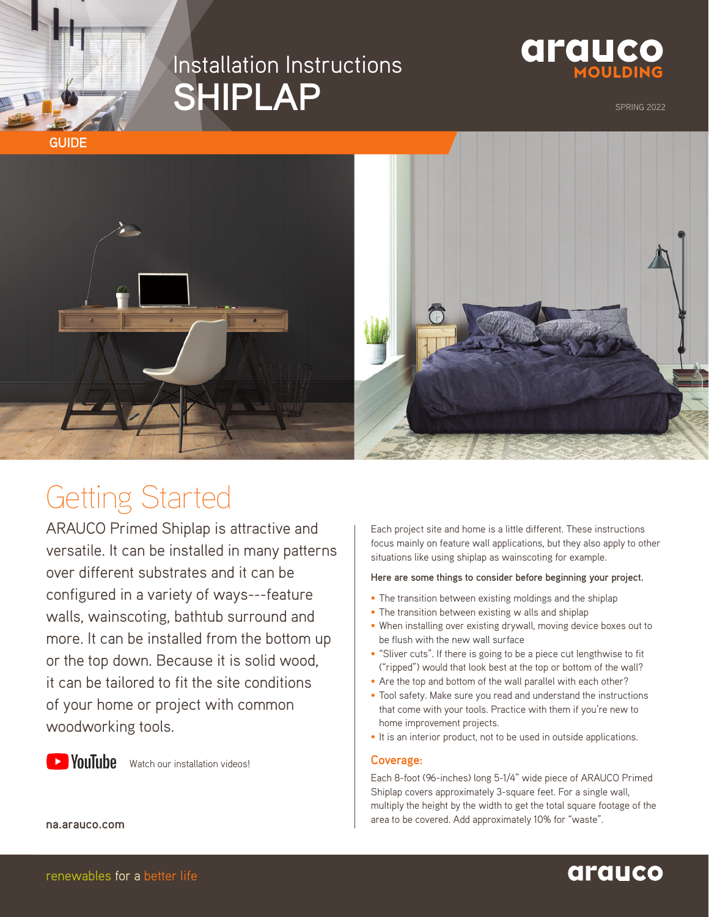# Installation Instructions
# SHIPLAP

arauco MOULDING

SPRING 2022

GUIDE

## Getting Started

ARAUCO Primed Shiplap is attractive and versatile. It can be installed in many patterns over different substrates and it can be configured in a variety of ways---feature walls, wainscoting, bathtub surround and more. It can be installed from the bottom up or the top down. Because it is solid wood, it can be tailored to fit the site conditions of your home or project with common woodworking tools.

YouTube Watch our installation videos!

**na.arauco.com**

Each project site and home is a little different. These instructions focus mainly on feature wall applications, but they also apply to other situations like using shiplap as wainscoting for example.

**Here are some things to consider before beginning your project.**

- The transition between existing moldings and the shiplap
- The transition between existing w alls and shiplap
- When installing over existing drywall, moving device boxes out to be flush with the new wall surface
- "Sliver cuts". If there is going to be a piece cut lengthwise to fit ("ripped") would that look best at the top or bottom of the wall?
- Are the top and bottom of the wall parallel with each other?
- Tool safety. Make sure you read and understand the instructions that come with your tools. Practice with them if you're new to home improvement projects.
- It is an interior product, not to be used in outside applications.

### Coverage:

Each 8-foot (96-inches) long 5-1/4" wide piece of ARAUCO Primed Shiplap covers approximately 3-square feet. For a single wall, multiply the height by the width to get the total square footage of the area to be covered. Add approximately 10% for "waste".

renewables for a better life

arauco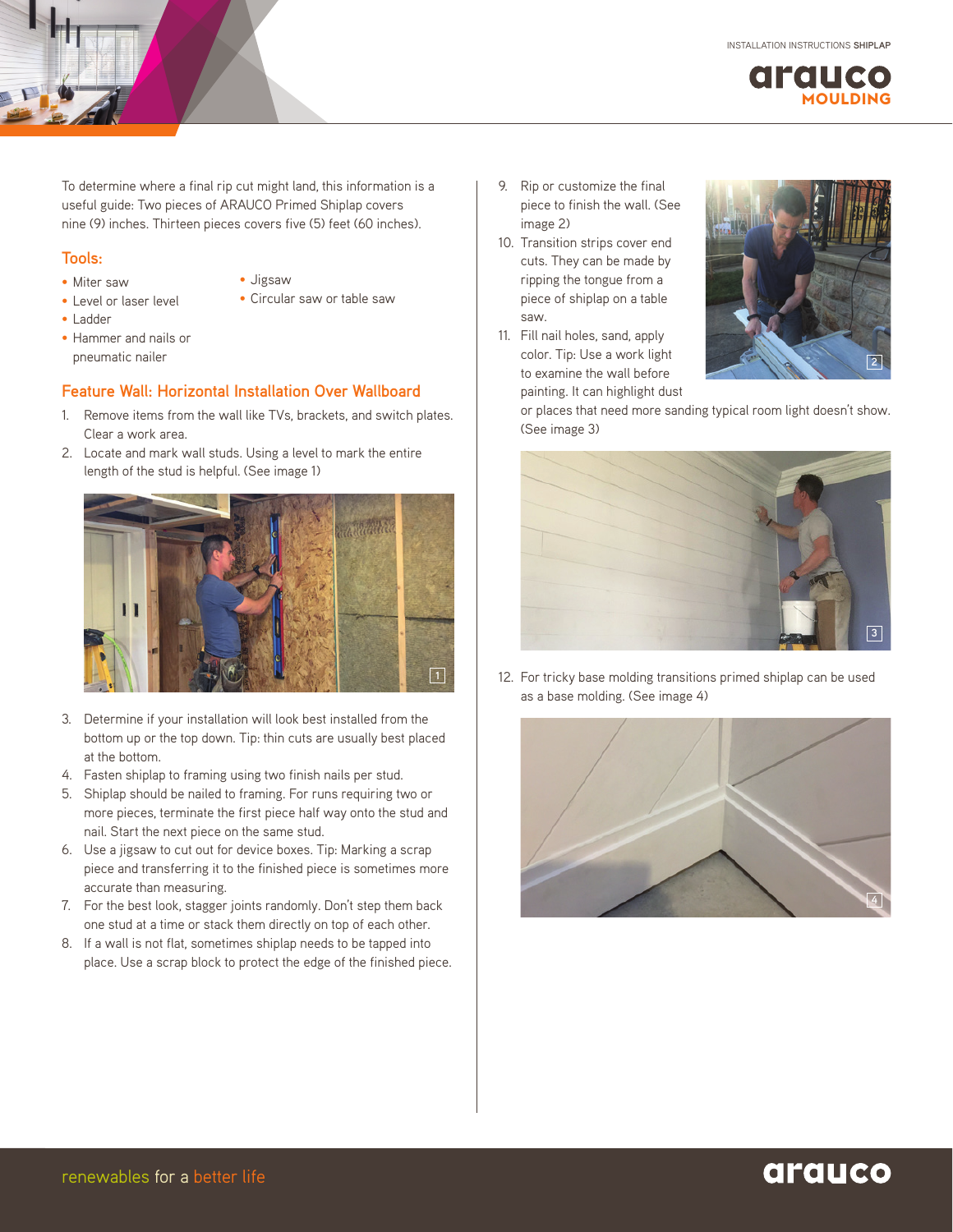To determine where a final rip cut might land, this information is a useful guide: Two pieces of ARAUCO Primed Shiplap covers nine (9) inches. Thirteen pieces covers five (5) feet (60 inches).

## Tools:

- Miter saw
- Level or laser level
- Ladder
- Hammer and nails or pneumatic nailer
- Jigsaw
- Circular saw or table saw

## Feature Wall: Horizontal Installation Over Wallboard

1. Remove items from the wall like TVs, brackets, and switch plates. Clear a work area.
2. Locate and mark wall studs. Using a level to mark the entire length of the stud is helpful. (See image 1)
3. Determine if your installation will look best installed from the bottom up or the top down. Tip: thin cuts are usually best placed at the bottom.
4. Fasten shiplap to framing using two finish nails per stud.
5. Shiplap should be nailed to framing. For runs requiring two or more pieces, terminate the first piece half way onto the stud and nail. Start the next piece on the same stud.
6. Use a jigsaw to cut out for device boxes. Tip: Marking a scrap piece and transferring it to the finished piece is sometimes more accurate than measuring.
7. For the best look, stagger joints randomly. Don't step them back one stud at a time or stack them directly on top of each other.
8. If a wall is not flat, sometimes shiplap needs to be tapped into place. Use a scrap block to protect the edge of the finished piece.
9. Rip or customize the final piece to finish the wall. (See image 2)
10. Transition strips cover end cuts. They can be made by ripping the tongue from a piece of shiplap on a table saw.
11. Fill nail holes, sand, apply color. Tip: Use a work light to examine the wall before painting. It can highlight dust or places that need more sanding typical room light doesn't show. (See image 3)
12. For tricky base molding transitions primed shiplap can be used as a base molding. (See image 4)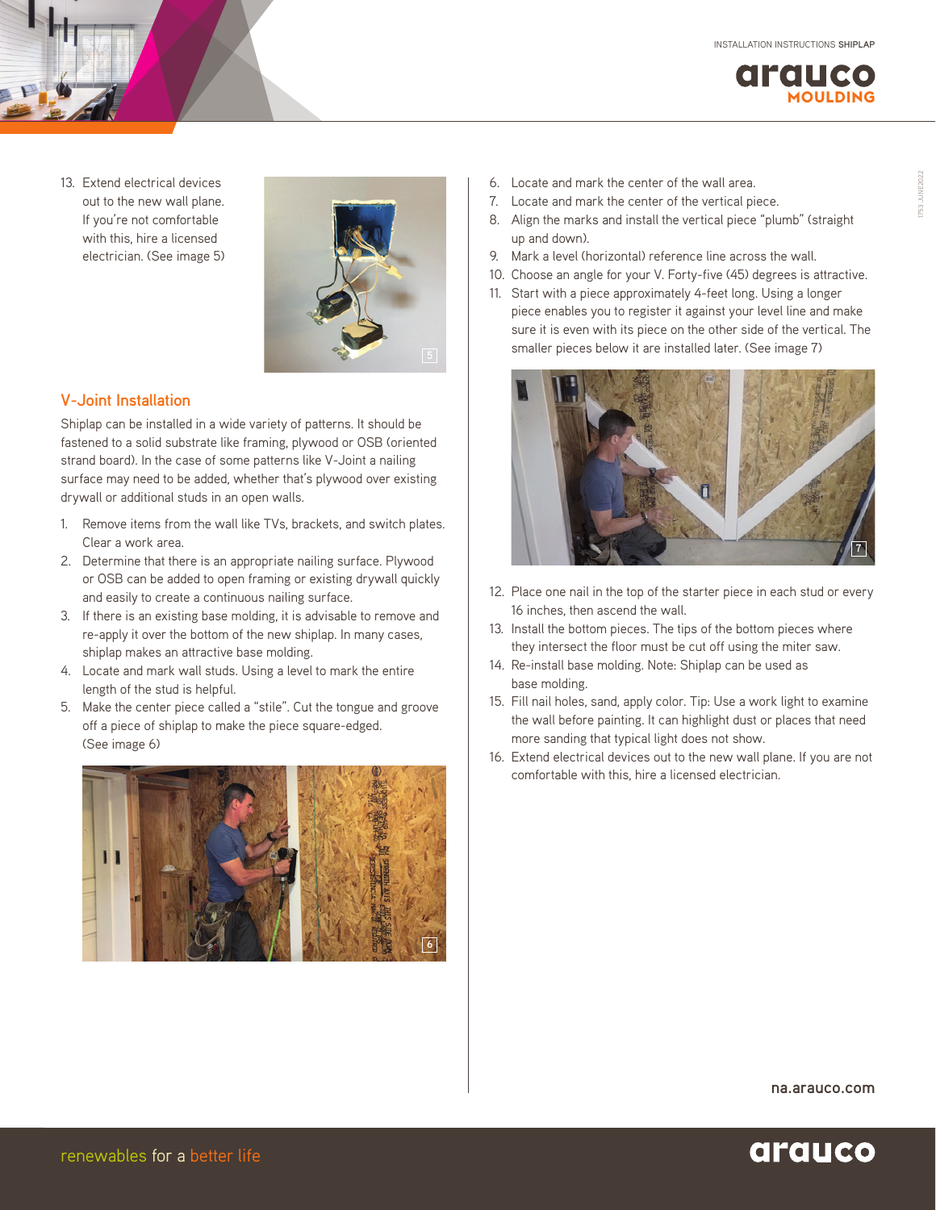13. Extend electrical devices out to the new wall plane. If you're not comfortable with this, hire a licensed electrician. (See image 5)

## V-Joint Installation

Shiplap can be installed in a wide variety of patterns. It should be fastened to a solid substrate like framing, plywood or OSB (oriented strand board). In the case of some patterns like V-Joint a nailing surface may need to be added, whether that's plywood over existing drywall or additional studs in an open walls.

1. Remove items from the wall like TVs, brackets, and switch plates. Clear a work area.
2. Determine that there is an appropriate nailing surface. Plywood or OSB can be added to open framing or existing drywall quickly and easily to create a continuous nailing surface.
3. If there is an existing base molding, it is advisable to remove and re-apply it over the bottom of the new shiplap. In many cases, shiplap makes an attractive base molding.
4. Locate and mark wall studs. Using a level to mark the entire length of the stud is helpful.
5. Make the center piece called a "stile". Cut the tongue and groove off a piece of shiplap to make the piece square-edged. (See image 6)
6. Locate and mark the center of the wall area.
7. Locate and mark the center of the vertical piece.
8. Align the marks and install the vertical piece "plumb" (straight up and down).
9. Mark a level (horizontal) reference line across the wall.
10. Choose an angle for your V. Forty-five (45) degrees is attractive.
11. Start with a piece approximately 4-feet long. Using a longer piece enables you to register it against your level line and make sure it is even with its piece on the other side of the vertical. The smaller pieces below it are installed later. (See image 7)
12. Place one nail in the top of the starter piece in each stud or every 16 inches, then ascend the wall.
13. Install the bottom pieces. The tips of the bottom pieces where they intersect the floor must be cut off using the miter saw.
14. Re-install base molding. Note: Shiplap can be used as base molding.
15. Fill nail holes, sand, apply color. Tip: Use a work light to examine the wall before painting. It can highlight dust or places that need more sanding that typical light does not show.
16. Extend electrical devices out to the new wall plane. If you are not comfortable with this, hire a licensed electrician.

na.arauco.com

renewables for a better life